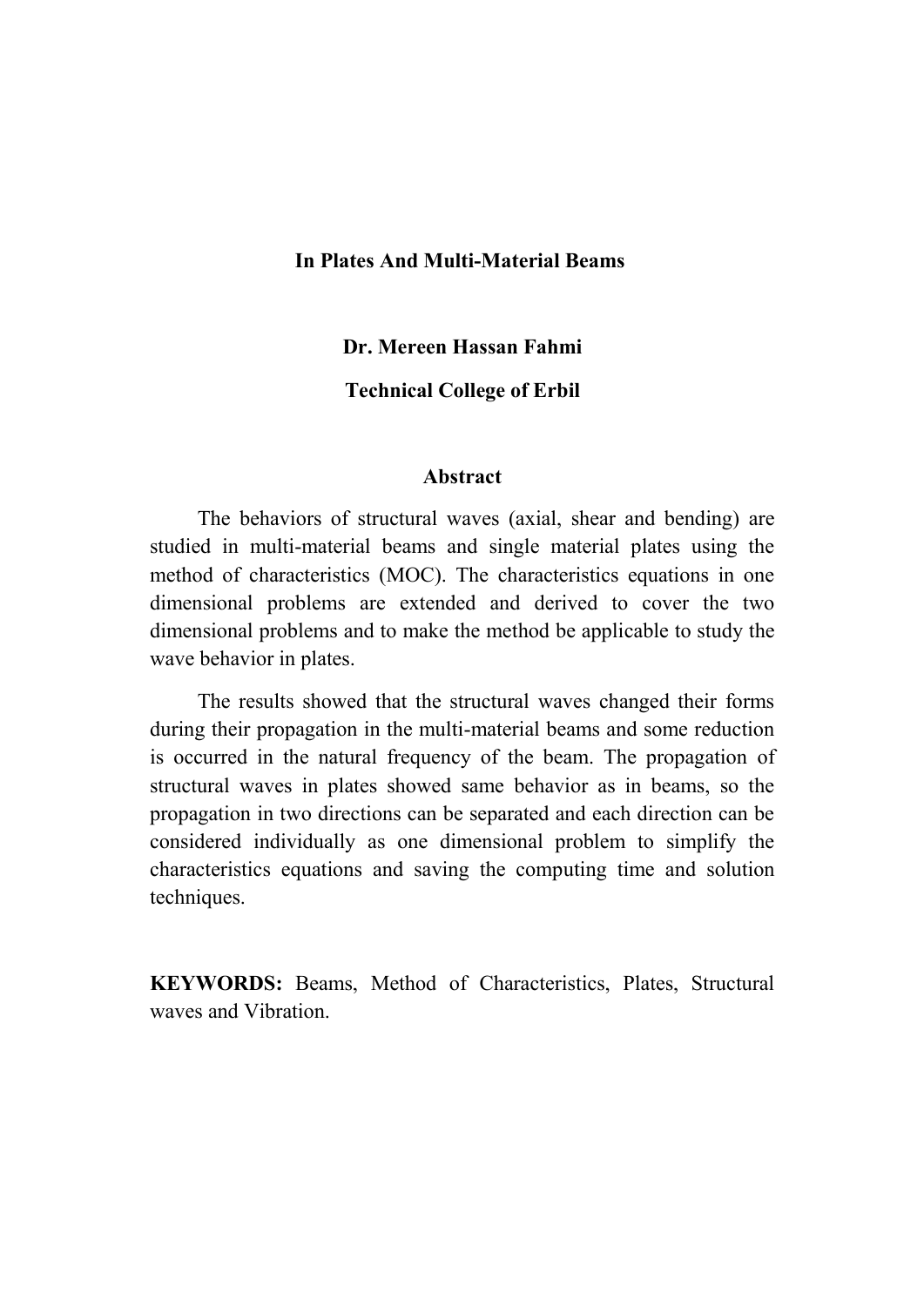# In Plates And Multi-Material Beams

**Dr. Mereen Hassan Fahmi**

**Technical College of Erbil**

## Abstract

The behaviors of structural waves (axial, shear and bending) are studied in multi-material beams and single material plates using the method of characteristics (MOC). The characteristics equations in one dimensional problems are extended and derived to cover the two dimensional problems and to make the method be applicable to study the wave behavior in plates.

The results showed that the structural waves changed their forms during their propagation in the multi-material beams and some reduction is occurred in the natural frequency of the beam. The propagation of structural waves in plates showed same behavior as in beams, so the propagation in two directions can be separated and each direction can be considered individually as one dimensional problem to simplify the characteristics equations and saving the computing time and solution techniques.

**KEYWORDS:** Beams, Method of Characteristics, Plates, Structural waves and Vibration.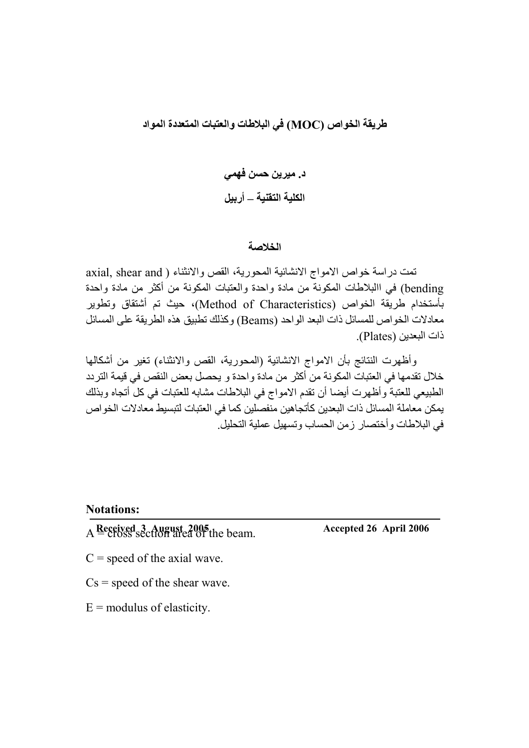# طريقة الخواص (MOC) في البلاطات والعتبات المتعددة المواد

**د. ميرين حسن فهمي**

**الكلية التقنية – أربيل**

## الخلاصة

تمت دراسة خواص الامواج الانشائية المحورية، القص والانثناء ( axial, shear and bending) في االبلاطات المكونة من مادة واحدة والعتبات المكونة من أكثر من مادة واحدة بأستخدام طريقة الخواص (Method of Characteristics)، حيث تم أشتقاق وتطوير معادلات الخواص للمسائل ذات البعد الواحد (Beams) وكذلك تطبيق هذه الطريقة على المسائل ذات البعدين (Plates).

وأظهرت النتائج بأن الامواج الانشائية (المحورية، القص والانثناء) تغير من أشكالها خلال تقدمها في العتبات المكونة من أكثر من مادة واحدة و يحصل بعض النقص في قيمة التردد الطبيعي للعتبة وأظهرت أيضا أن تقدم الامواج في البلاطات مشابه للعتبات في كل أتجاه وبذلك يمكن معاملة المسائل ذات البعدين كأتجاهين منفصلين كما في العتبات لتبسيط معادلات الخواص في البلاطات وأختصار زمن الحساب وتسهيل عملية التحليل.

**Received 3 August 2005** **Accepted 26 April 2006**

**Notations:**

A = cross section area of the beam.

C = speed of the axial wave.

Cs = speed of the shear wave.

E = modulus of elasticity.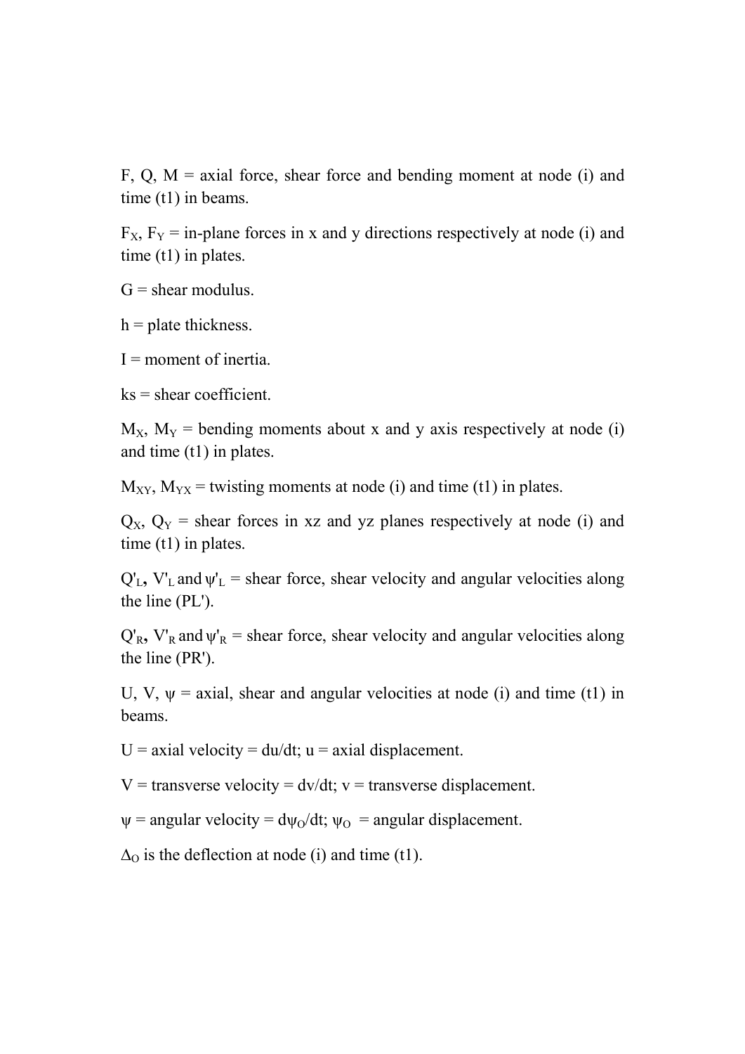F, Q, M = axial force, shear force and bending moment at node (i) and time (t1) in beams.

$F_X$, $F_Y$ = in-plane forces in x and y directions respectively at node (i) and time (t1) in plates.

G = shear modulus.

h = plate thickness.

I = moment of inertia.

ks = shear coefficient.

$M_X$, $M_Y$ = bending moments about x and y axis respectively at node (i) and time (t1) in plates.

$M_{XY}$, $M_{YX}$ = twisting moments at node (i) and time (t1) in plates.

$Q_X$, $Q_Y$ = shear forces in xz and yz planes respectively at node (i) and time (t1) in plates.

$Q'_L$, $V'_L$ and $\psi'_L$ = shear force, shear velocity and angular velocities along the line (PL').

$Q'_R$, $V'_R$ and $\psi'_R$ = shear force, shear velocity and angular velocities along the line (PR').

U, V, $\psi$ = axial, shear and angular velocities at node (i) and time (t1) in beams.

U = axial velocity = du/dt; u = axial displacement.

V = transverse velocity = dv/dt; v = transverse displacement.

$\psi$ = angular velocity = $d\psi_O/dt$; $\psi_O$ = angular displacement.

$\Delta_O$ is the deflection at node (i) and time (t1).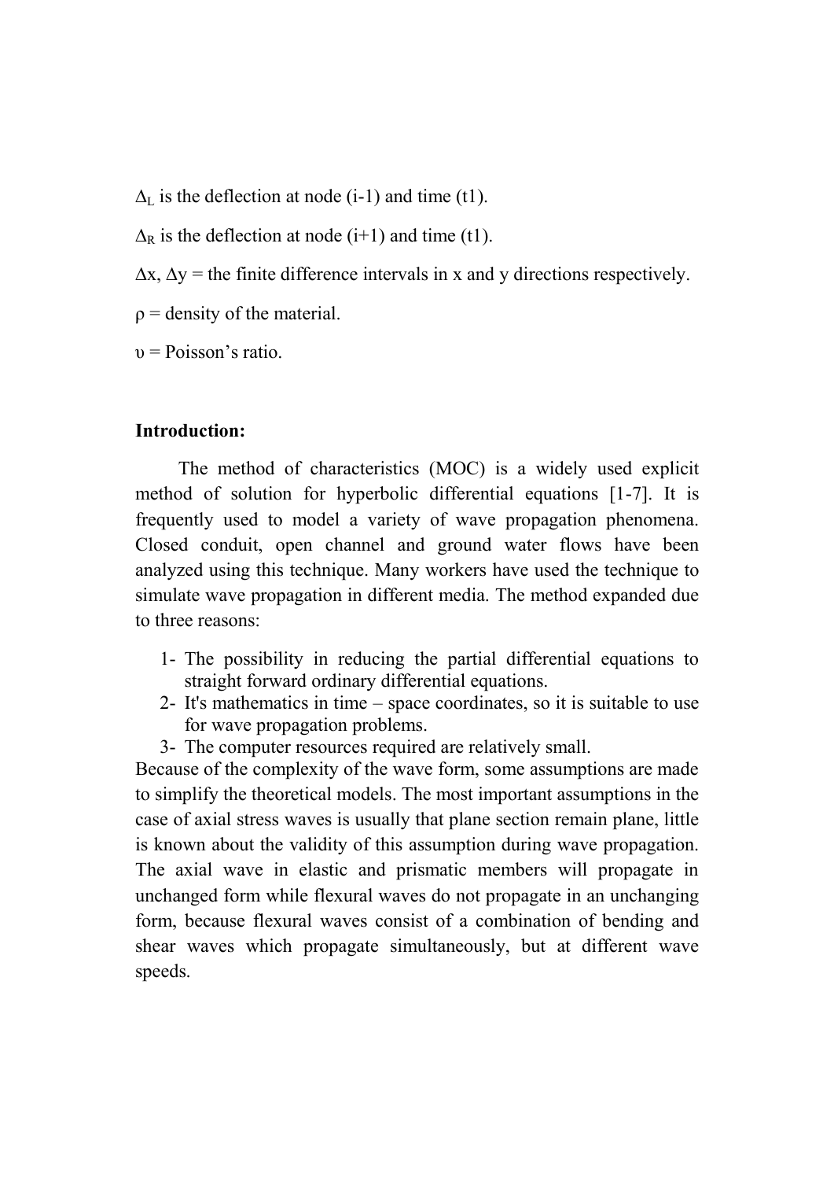$\Delta_L$ is the deflection at node (i-1) and time (t1).

$\Delta_R$ is the deflection at node (i+1) and time (t1).

$\Delta x$, $\Delta y$ = the finite difference intervals in x and y directions respectively.

$\rho$ = density of the material.

$\upsilon$ = Poisson's ratio.

**Introduction:**

The method of characteristics (MOC) is a widely used explicit method of solution for hyperbolic differential equations [1-7]. It is frequently used to model a variety of wave propagation phenomena. Closed conduit, open channel and ground water flows have been analyzed using this technique. Many workers have used the technique to simulate wave propagation in different media. The method expanded due to three reasons:

1- The possibility in reducing the partial differential equations to straight forward ordinary differential equations.
2- It's mathematics in time – space coordinates, so it is suitable to use for wave propagation problems.
3- The computer resources required are relatively small.

Because of the complexity of the wave form, some assumptions are made to simplify the theoretical models. The most important assumptions in the case of axial stress waves is usually that plane section remain plane, little is known about the validity of this assumption during wave propagation. The axial wave in elastic and prismatic members will propagate in unchanged form while flexural waves do not propagate in an unchanging form, because flexural waves consist of a combination of bending and shear waves which propagate simultaneously, but at different wave speeds.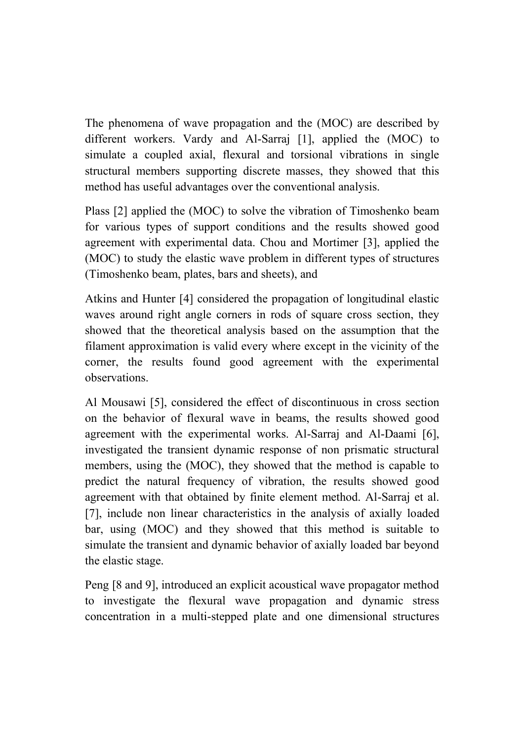The phenomena of wave propagation and the (MOC) are described by different workers. Vardy and Al-Sarraj [1], applied the (MOC) to simulate a coupled axial, flexural and torsional vibrations in single structural members supporting discrete masses, they showed that this method has useful advantages over the conventional analysis.

Plass [2] applied the (MOC) to solve the vibration of Timoshenko beam for various types of support conditions and the results showed good agreement with experimental data. Chou and Mortimer [3], applied the (MOC) to study the elastic wave problem in different types of structures (Timoshenko beam, plates, bars and sheets), and

Atkins and Hunter [4] considered the propagation of longitudinal elastic waves around right angle corners in rods of square cross section, they showed that the theoretical analysis based on the assumption that the filament approximation is valid every where except in the vicinity of the corner, the results found good agreement with the experimental observations.

Al Mousawi [5], considered the effect of discontinuous in cross section on the behavior of flexural wave in beams, the results showed good agreement with the experimental works. Al-Sarraj and Al-Daami [6], investigated the transient dynamic response of non prismatic structural members, using the (MOC), they showed that the method is capable to predict the natural frequency of vibration, the results showed good agreement with that obtained by finite element method. Al-Sarraj et al. [7], include non linear characteristics in the analysis of axially loaded bar, using (MOC) and they showed that this method is suitable to simulate the transient and dynamic behavior of axially loaded bar beyond the elastic stage.

Peng [8 and 9], introduced an explicit acoustical wave propagator method to investigate the flexural wave propagation and dynamic stress concentration in a multi-stepped plate and one dimensional structures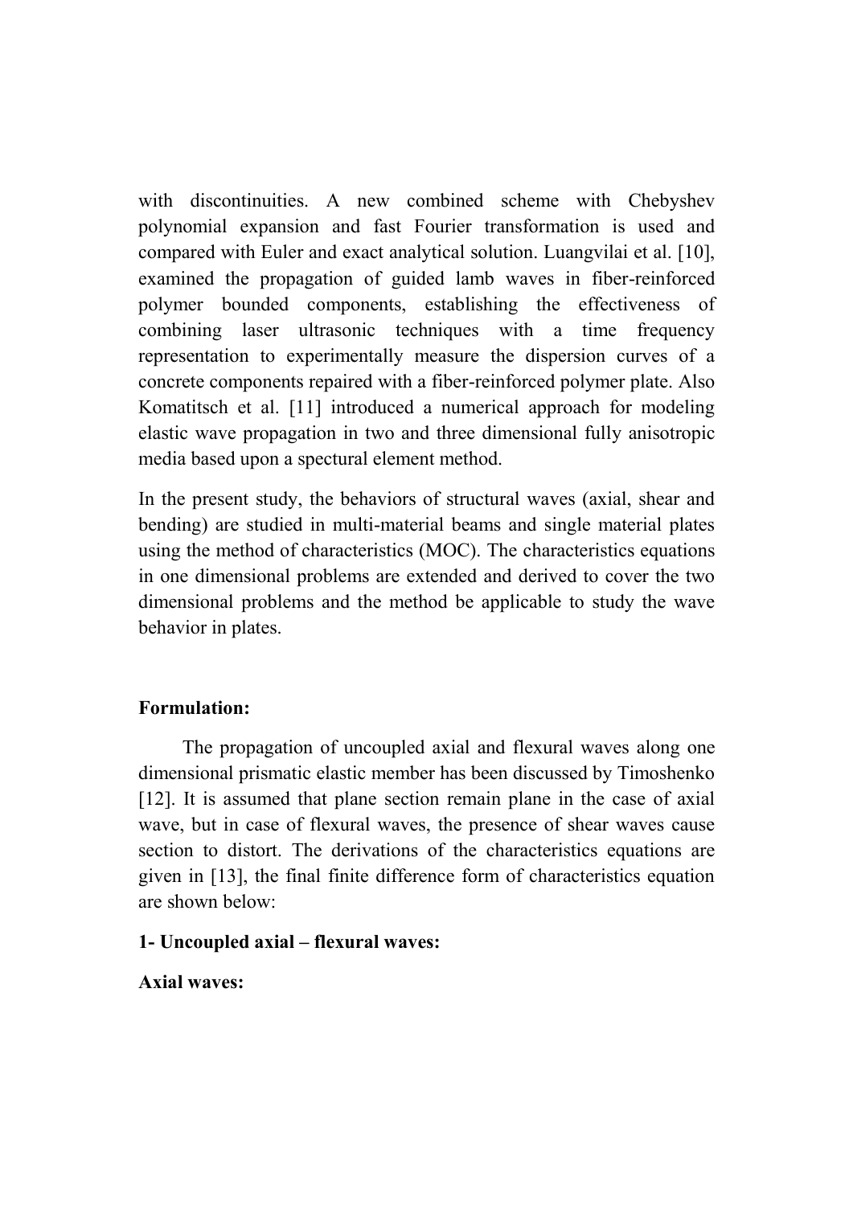with discontinuities. A new combined scheme with Chebyshev polynomial expansion and fast Fourier transformation is used and compared with Euler and exact analytical solution. Luangvilai et al. [10], examined the propagation of guided lamb waves in fiber-reinforced polymer bounded components, establishing the effectiveness of combining laser ultrasonic techniques with a time frequency representation to experimentally measure the dispersion curves of a concrete components repaired with a fiber-reinforced polymer plate. Also Komatitsch et al. [11] introduced a numerical approach for modeling elastic wave propagation in two and three dimensional fully anisotropic media based upon a spectural element method.

In the present study, the behaviors of structural waves (axial, shear and bending) are studied in multi-material beams and single material plates using the method of characteristics (MOC). The characteristics equations in one dimensional problems are extended and derived to cover the two dimensional problems and the method be applicable to study the wave behavior in plates.

## Formulation:

The propagation of uncoupled axial and flexural waves along one dimensional prismatic elastic member has been discussed by Timoshenko [12]. It is assumed that plane section remain plane in the case of axial wave, but in case of flexural waves, the presence of shear waves cause section to distort. The derivations of the characteristics equations are given in [13], the final finite difference form of characteristics equation are shown below:

### 1- Uncoupled axial – flexural waves:

**Axial waves:**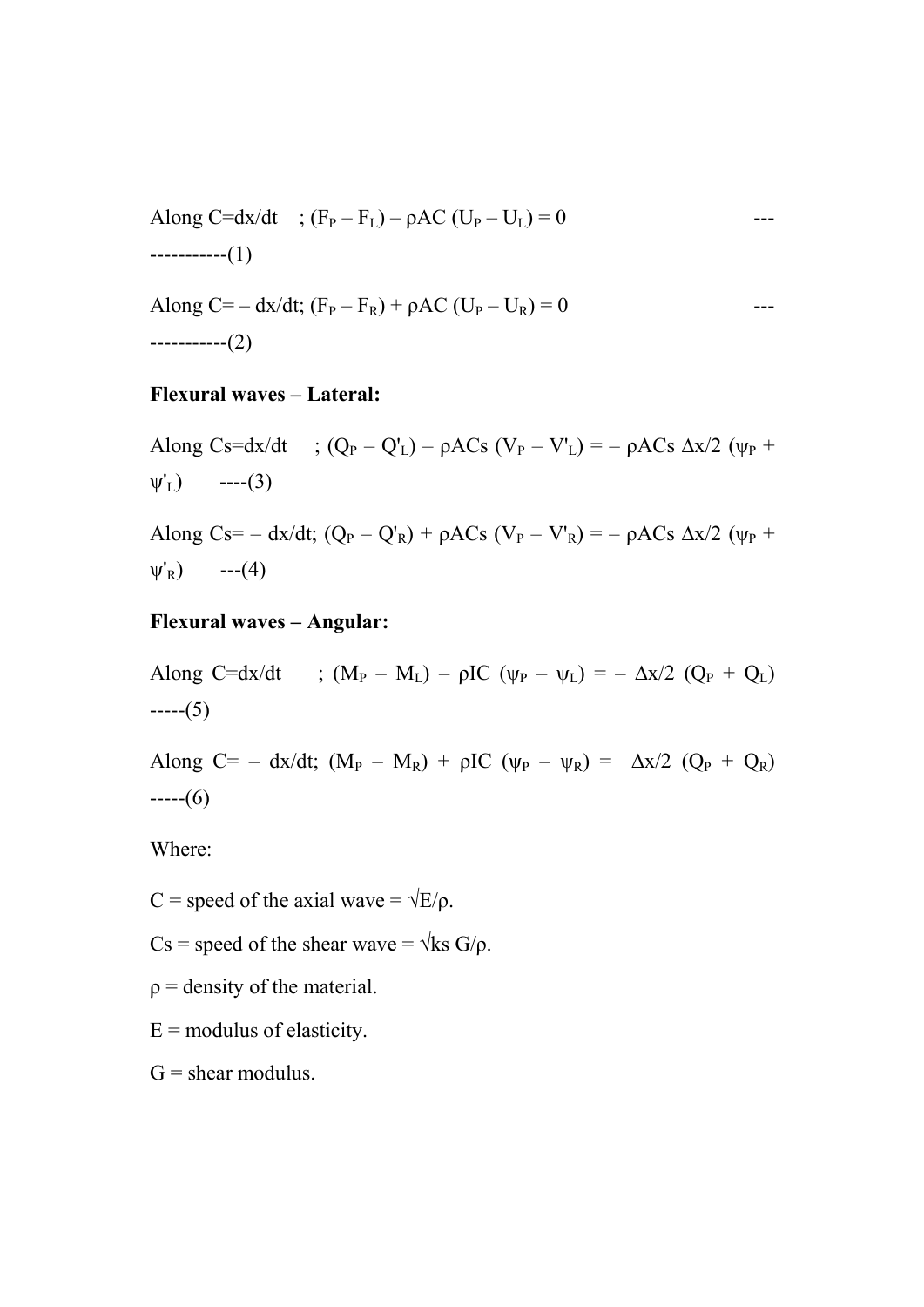Along $C = dx/dt$ ; $(F_P - F_L) - \rho AC (U_P - U_L) = 0$ -------------(1)

Along $C = -dx/dt$; $(F_P - F_R) + \rho AC (U_P - U_R) = 0$ -------------(2)

**Flexural waves – Lateral:**

Along $Cs = dx/dt$ ; $(Q_P - Q'_L) - \rho ACs (V_P - V'_L) = - \rho ACs \, \Delta x/2 \, (\psi_P + \psi'_L)$ ----(3)

Along $Cs = -dx/dt$; $(Q_P - Q'_R) + \rho ACs (V_P - V'_R) = - \rho ACs \, \Delta x/2 \, (\psi_P + \psi'_R)$ ---(4)

**Flexural waves – Angular:**

Along $C = dx/dt$ ; $(M_P - M_L) - \rho IC (\psi_P - \psi_L) = - \Delta x/2 \, (Q_P + Q_L)$ -----(5)

Along $C = -dx/dt$; $(M_P - M_R) + \rho IC (\psi_P - \psi_R) = \Delta x/2 \, (Q_P + Q_R)$ -----(6)

Where:

C = speed of the axial wave = $\sqrt{E/\rho}$.

Cs = speed of the shear wave = $\sqrt{ks \, G/\rho}$.

$\rho$ = density of the material.

E = modulus of elasticity.

G = shear modulus.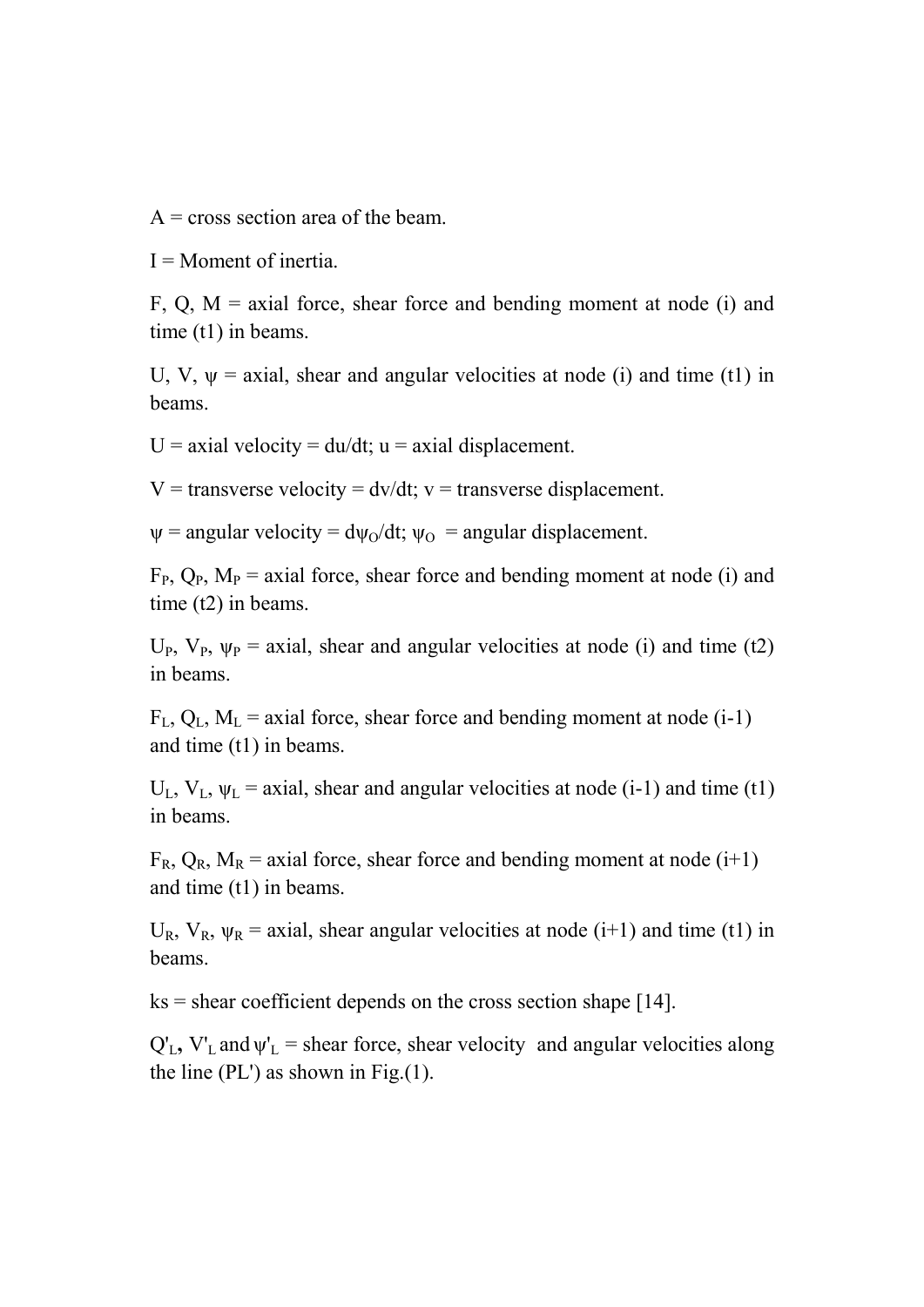A = cross section area of the beam.

I = Moment of inertia.

F, Q, M = axial force, shear force and bending moment at node (i) and time (t1) in beams.

U, V, $\psi$ = axial, shear and angular velocities at node (i) and time (t1) in beams.

U = axial velocity = du/dt; u = axial displacement.

V = transverse velocity = dv/dt; v = transverse displacement.

$\psi$ = angular velocity = $d\psi_O/dt$; $\psi_O$ = angular displacement.

$F_P$, $Q_P$, $M_P$ = axial force, shear force and bending moment at node (i) and time (t2) in beams.

$U_P$, $V_P$, $\psi_P$ = axial, shear and angular velocities at node (i) and time (t2) in beams.

$F_L$, $Q_L$, $M_L$ = axial force, shear force and bending moment at node (i-1) and time (t1) in beams.

$U_L$, $V_L$, $\psi_L$ = axial, shear and angular velocities at node (i-1) and time (t1) in beams.

$F_R$, $Q_R$, $M_R$ = axial force, shear force and bending moment at node (i+1) and time (t1) in beams.

$U_R$, $V_R$, $\psi_R$ = axial, shear angular velocities at node (i+1) and time (t1) in beams.

ks = shear coefficient depends on the cross section shape [14].

$Q'_L$, $V'_L$ and $\psi'_L$ = shear force, shear velocity and angular velocities along the line (PL') as shown in Fig.(1).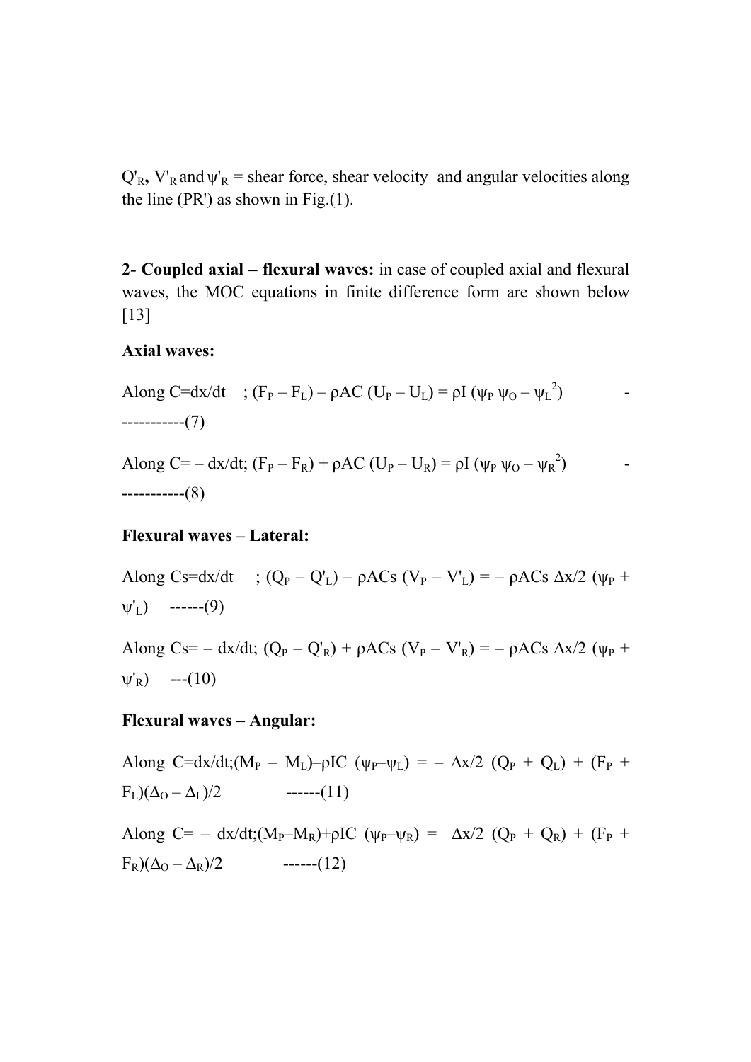$Q'_R$, $V'_R$ and $\psi'_R$ = shear force, shear velocity and angular velocities along the line (PR') as shown in Fig.(1).

**2- Coupled axial – flexural waves:** in case of coupled axial and flexural waves, the MOC equations in finite difference form are shown below [13]

**Axial waves:**

Along $C=dx/dt$ ; $(F_P - F_L) - \rho AC\,(U_P - U_L) = \rho I\,(\psi_P\,\psi_O - \psi_L^2)$ ------------(7)

Along $C= - dx/dt$; $(F_P - F_R) + \rho AC\,(U_P - U_R) = \rho I\,(\psi_P\,\psi_O - \psi_R^2)$ ------------(8)

**Flexural waves – Lateral:**

Along $Cs=dx/dt$ ; $(Q_P - Q'_L) - \rho ACs\,(V_P - V'_L) = - \rho ACs\,\Delta x/2\,(\psi_P + \psi'_L)$ ------(9)

Along $Cs= - dx/dt$; $(Q_P - Q'_R) + \rho ACs\,(V_P - V'_R) = - \rho ACs\,\Delta x/2\,(\psi_P + \psi'_R)$ ---(10)

**Flexural waves – Angular:**

Along $C=dx/dt$;$(M_P - M_L) - \rho IC\,(\psi_P - \psi_L) = - \Delta x/2\,(Q_P + Q_L) + (F_P + F_L)(\Delta_O - \Delta_L)/2$ ------(11)

Along $C= - dx/dt$;$(M_P - M_R) + \rho IC\,(\psi_P - \psi_R) = \Delta x/2\,(Q_P + Q_R) + (F_P + F_R)(\Delta_O - \Delta_R)/2$ ------(12)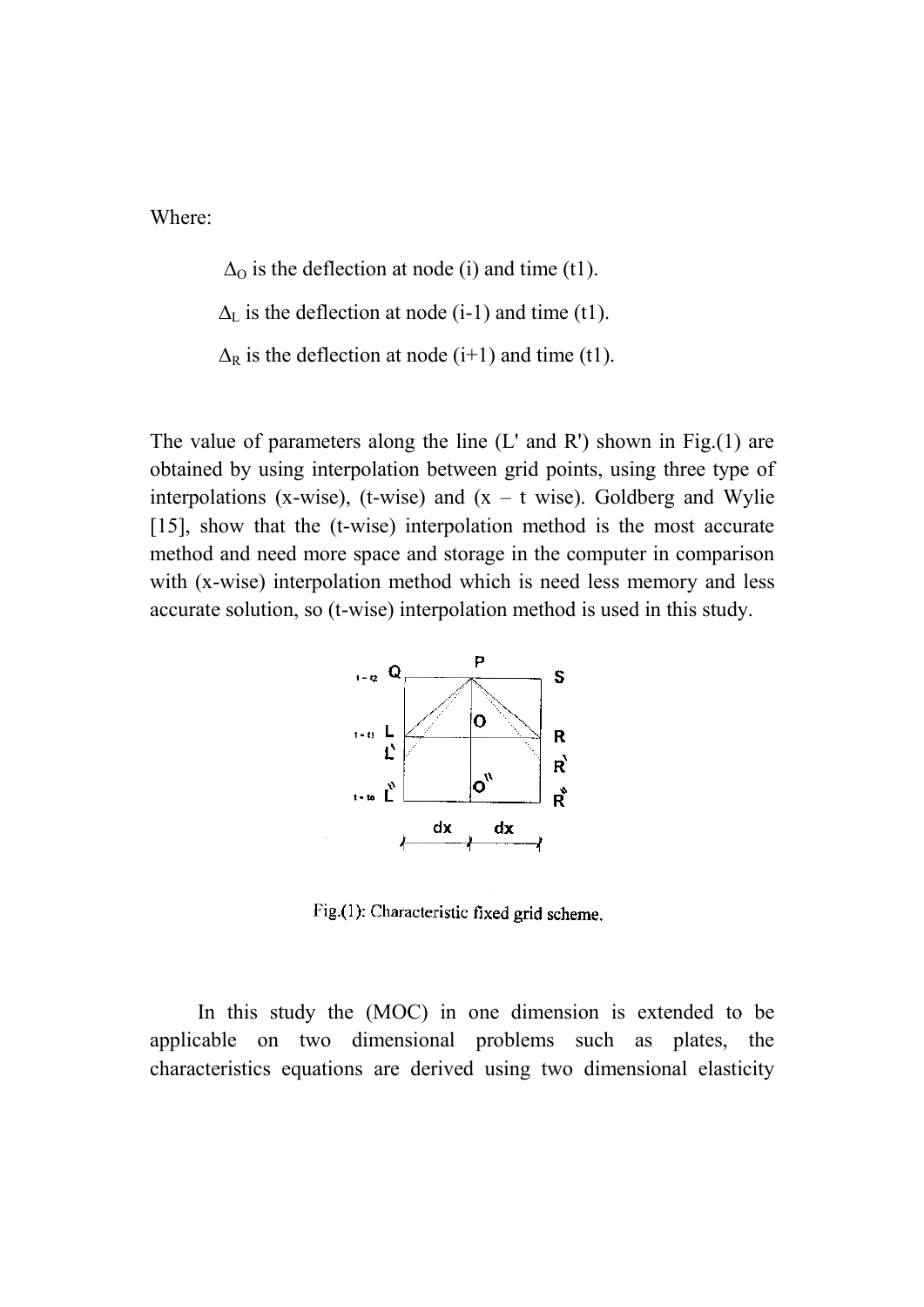Where:

$\Delta_O$ is the deflection at node (i) and time (t1).

$\Delta_L$ is the deflection at node (i-1) and time (t1).

$\Delta_R$ is the deflection at node (i+1) and time (t1).

The value of parameters along the line (L' and R') shown in Fig.(1) are obtained by using interpolation between grid points, using three type of interpolations (x-wise), (t-wise) and (x – t wise). Goldberg and Wylie [15], show that the (t-wise) interpolation method is the most accurate method and need more space and storage in the computer in comparison with (x-wise) interpolation method which is need less memory and less accurate solution, so (t-wise) interpolation method is used in this study.

Fig.(1): Characteristic fixed grid scheme.

In this study the (MOC) in one dimension is extended to be applicable on two dimensional problems such as plates, the characteristics equations are derived using two dimensional elasticity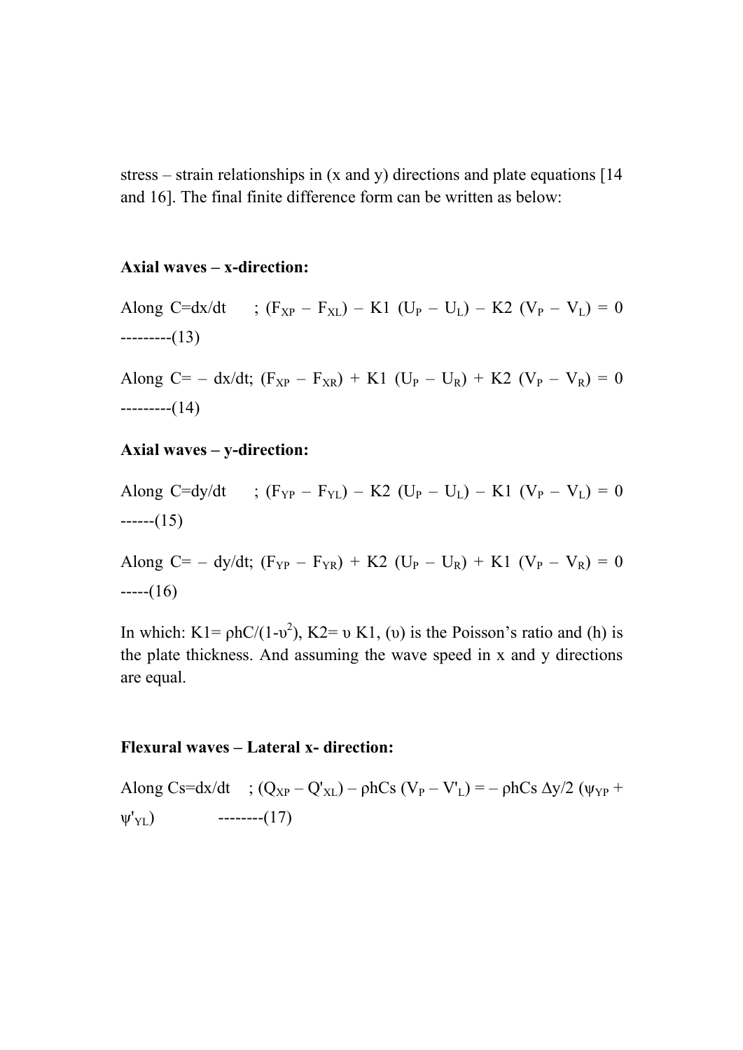stress – strain relationships in (x and y) directions and plate equations [14 and 16]. The final finite difference form can be written as below:

**Axial waves – x-direction:**

Along $C = dx/dt$ ; $(F_{XP} - F_{XL}) - K1\,(U_P - U_L) - K2\,(V_P - V_L) = 0$ ---------(13)

Along $C = -\,dx/dt$; $(F_{XP} - F_{XR}) + K1\,(U_P - U_R) + K2\,(V_P - V_R) = 0$ ---------(14)

**Axial waves – y-direction:**

Along $C = dy/dt$ ; $(F_{YP} - F_{YL}) - K2\,(U_P - U_L) - K1\,(V_P - V_L) = 0$ ------(15)

Along $C = -\,dy/dt$; $(F_{YP} - F_{YR}) + K2\,(U_P - U_R) + K1\,(V_P - V_R) = 0$ -----(16)

In which: $K1 = \rho h C/(1-\upsilon^2)$, $K2 = \upsilon\, K1$, ($\upsilon$) is the Poisson's ratio and (h) is the plate thickness. And assuming the wave speed in x and y directions are equal.

**Flexural waves – Lateral x- direction:**

Along $Cs = dx/dt$ ; $(Q_{XP} - Q'_{XL}) - \rho h Cs\,(V_P - V'_L) = -\,\rho h Cs\,\Delta y/2\,(\psi_{YP} + \psi'_{YL})$ --------(17)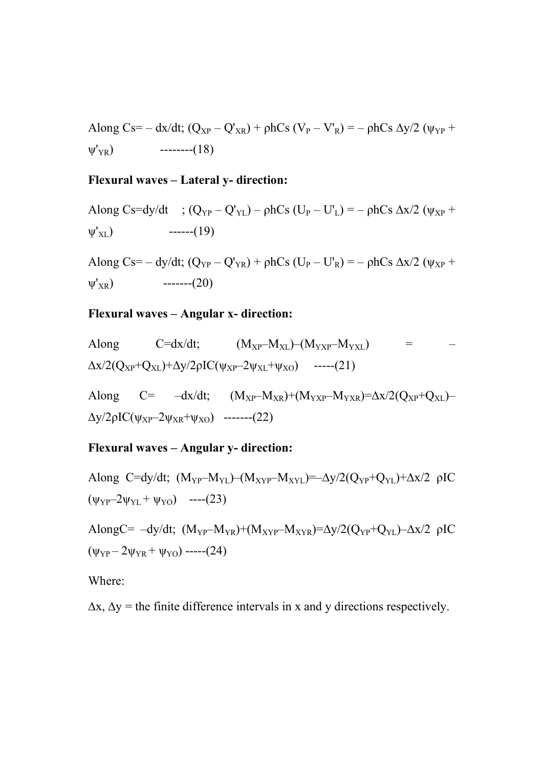Along $Cs = -dx/dt$; $(Q_{XP} - Q'_{XR}) + \rho hCs\,(V_P - V'_R) = -\rho hCs\,\Delta y/2\,(\psi_{YP} + \psi'_{YR})$ --------(18)

**Flexural waves – Lateral y- direction:**

Along $Cs = dy/dt$ ; $(Q_{YP} - Q'_{YL}) - \rho hCs\,(U_P - U'_L) = -\rho hCs\,\Delta x/2\,(\psi_{XP} + \psi'_{XL})$ ------(19)

Along $Cs = -dy/dt$; $(Q_{YP} - Q'_{YR}) + \rho hCs\,(U_P - U'_R) = -\rho hCs\,\Delta x/2\,(\psi_{XP} + \psi'_{XR})$ -------(20)

**Flexural waves – Angular x- direction:**

Along $C = dx/dt$; $(M_{XP} - M_{XL}) - (M_{YXP} - M_{YXL}) = -\Delta x/2(Q_{XP} + Q_{XL}) + \Delta y/2\rho IC(\psi_{XP} - 2\psi_{XL} + \psi_{XO})$ -----(21)

Along $C = -dx/dt$; $(M_{XP} - M_{XR}) + (M_{YXP} - M_{YXR}) = \Delta x/2(Q_{XP} + Q_{XL}) - \Delta y/2\rho IC(\psi_{XP} - 2\psi_{XR} + \psi_{XO})$ -------(22)

**Flexural waves – Angular y- direction:**

Along $C = dy/dt$; $(M_{YP} - M_{YL}) - (M_{XYP} - M_{XYL}) = -\Delta y/2(Q_{YP} + Q_{YL}) + \Delta x/2\ \rho IC\,(\psi_{YP} - 2\psi_{YL} + \psi_{YO})$ ----(23)

Along $C = -dy/dt$; $(M_{YP} - M_{YR}) + (M_{XYP} - M_{XYR}) = \Delta y/2(Q_{YP} + Q_{YL}) - \Delta x/2\ \rho IC\,(\psi_{YP} - 2\psi_{YR} + \psi_{YO})$ -----(24)

Where:

$\Delta x$, $\Delta y$ = the finite difference intervals in x and y directions respectively.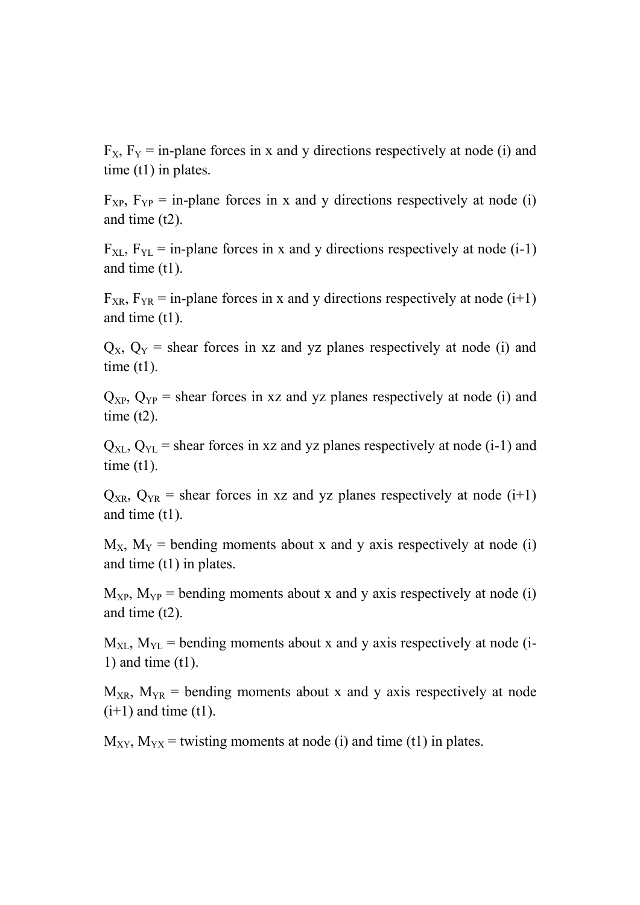$F_X$, $F_Y$ = in-plane forces in x and y directions respectively at node (i) and time (t1) in plates.

$F_{XP}$, $F_{YP}$ = in-plane forces in x and y directions respectively at node (i) and time (t2).

$F_{XL}$, $F_{YL}$ = in-plane forces in x and y directions respectively at node (i-1) and time (t1).

$F_{XR}$, $F_{YR}$ = in-plane forces in x and y directions respectively at node (i+1) and time (t1).

$Q_X$, $Q_Y$ = shear forces in xz and yz planes respectively at node (i) and time (t1).

$Q_{XP}$, $Q_{YP}$ = shear forces in xz and yz planes respectively at node (i) and time (t2).

$Q_{XL}$, $Q_{YL}$ = shear forces in xz and yz planes respectively at node (i-1) and time (t1).

$Q_{XR}$, $Q_{YR}$ = shear forces in xz and yz planes respectively at node (i+1) and time (t1).

$M_X$, $M_Y$ = bending moments about x and y axis respectively at node (i) and time (t1) in plates.

$M_{XP}$, $M_{YP}$ = bending moments about x and y axis respectively at node (i) and time (t2).

$M_{XL}$, $M_{YL}$ = bending moments about x and y axis respectively at node (i-1) and time (t1).

$M_{XR}$, $M_{YR}$ = bending moments about x and y axis respectively at node (i+1) and time (t1).

$M_{XY}$, $M_{YX}$ = twisting moments at node (i) and time (t1) in plates.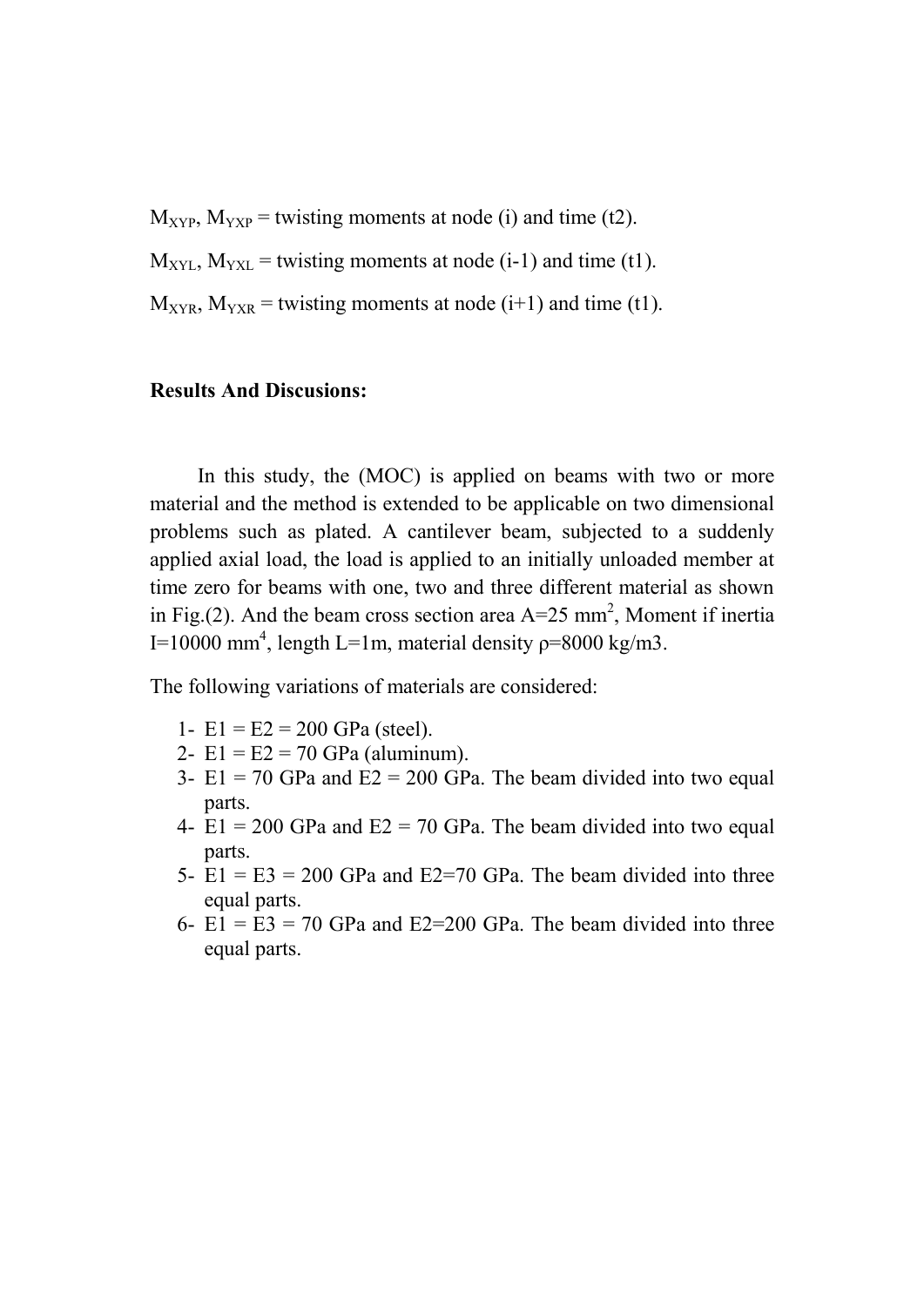$M_{XYP}$, $M_{YXP}$ = twisting moments at node (i) and time (t2).

$M_{XYL}$, $M_{YXL}$ = twisting moments at node (i-1) and time (t1).

$M_{XYR}$, $M_{YXR}$ = twisting moments at node (i+1) and time (t1).

**Results And Discusions:**

In this study, the (MOC) is applied on beams with two or more material and the method is extended to be applicable on two dimensional problems such as plated. A cantilever beam, subjected to a suddenly applied axial load, the load is applied to an initially unloaded member at time zero for beams with one, two and three different material as shown in Fig.(2). And the beam cross section area A=25 $mm^2$, Moment if inertia I=10000 $mm^4$, length L=1m, material density ρ=8000 kg/m3.

The following variations of materials are considered:

1- E1 = E2 = 200 GPa (steel).
2- E1 = E2 = 70 GPa (aluminum).
3- E1 = 70 GPa and E2 = 200 GPa. The beam divided into two equal parts.
4- E1 = 200 GPa and E2 = 70 GPa. The beam divided into two equal parts.
5- E1 = E3 = 200 GPa and E2=70 GPa. The beam divided into three equal parts.
6- E1 = E3 = 70 GPa and E2=200 GPa. The beam divided into three equal parts.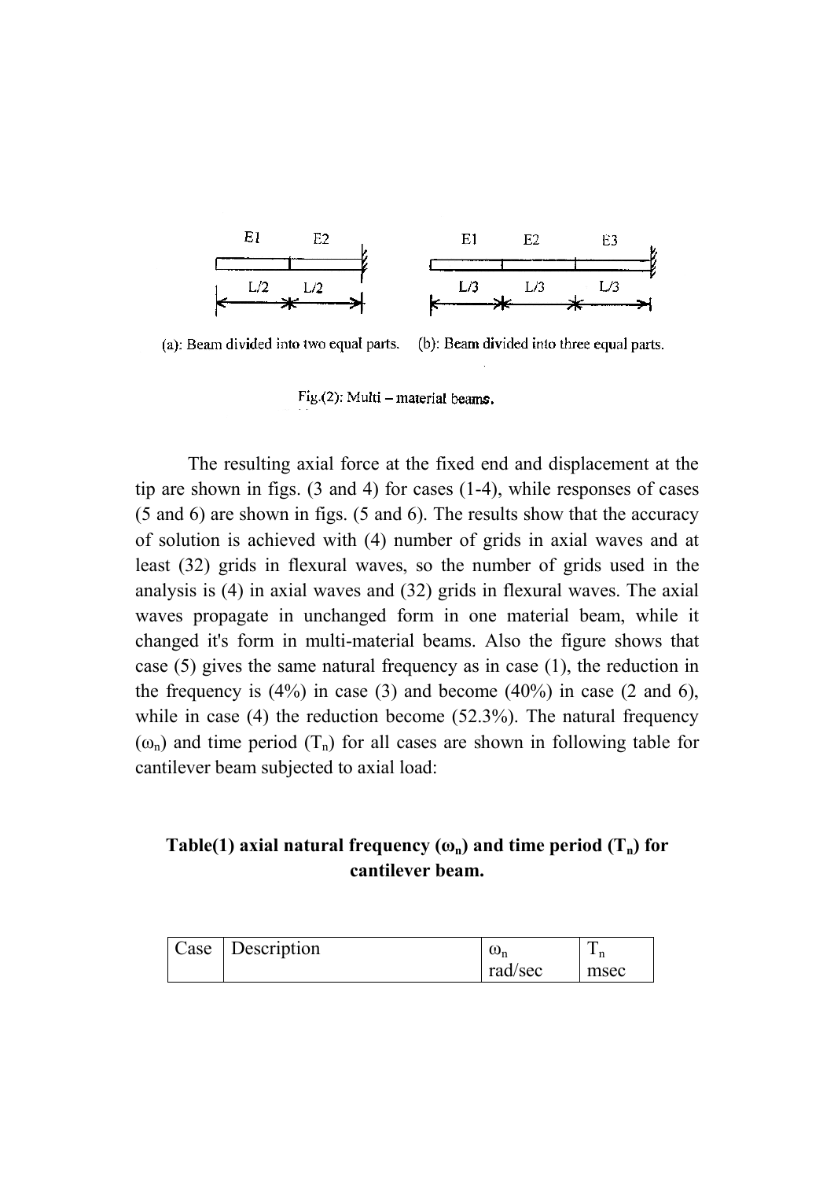(a): Beam divided into two equal parts. (b): Beam divided into three equal parts.

Fig.(2): Multi – material beams.

The resulting axial force at the fixed end and displacement at the tip are shown in figs. (3 and 4) for cases (1-4), while responses of cases (5 and 6) are shown in figs. (5 and 6). The results show that the accuracy of solution is achieved with (4) number of grids in axial waves and at least (32) grids in flexural waves, so the number of grids used in the analysis is (4) in axial waves and (32) grids in flexural waves. The axial waves propagate in unchanged form in one material beam, while it changed it's form in multi-material beams. Also the figure shows that case (5) gives the same natural frequency as in case (1), the reduction in the frequency is (4%) in case (3) and become (40%) in case (2 and 6), while in case (4) the reduction become (52.3%). The natural frequency ($\omega_n$) and time period ($T_n$) for all cases are shown in following table for cantilever beam subjected to axial load:

**Table(1) axial natural frequency ($\omega_n$) and time period ($T_n$) for cantilever beam.**

| Case | Description | $\omega_n$ rad/sec | $T_n$ msec |
| --- | --- | --- | --- |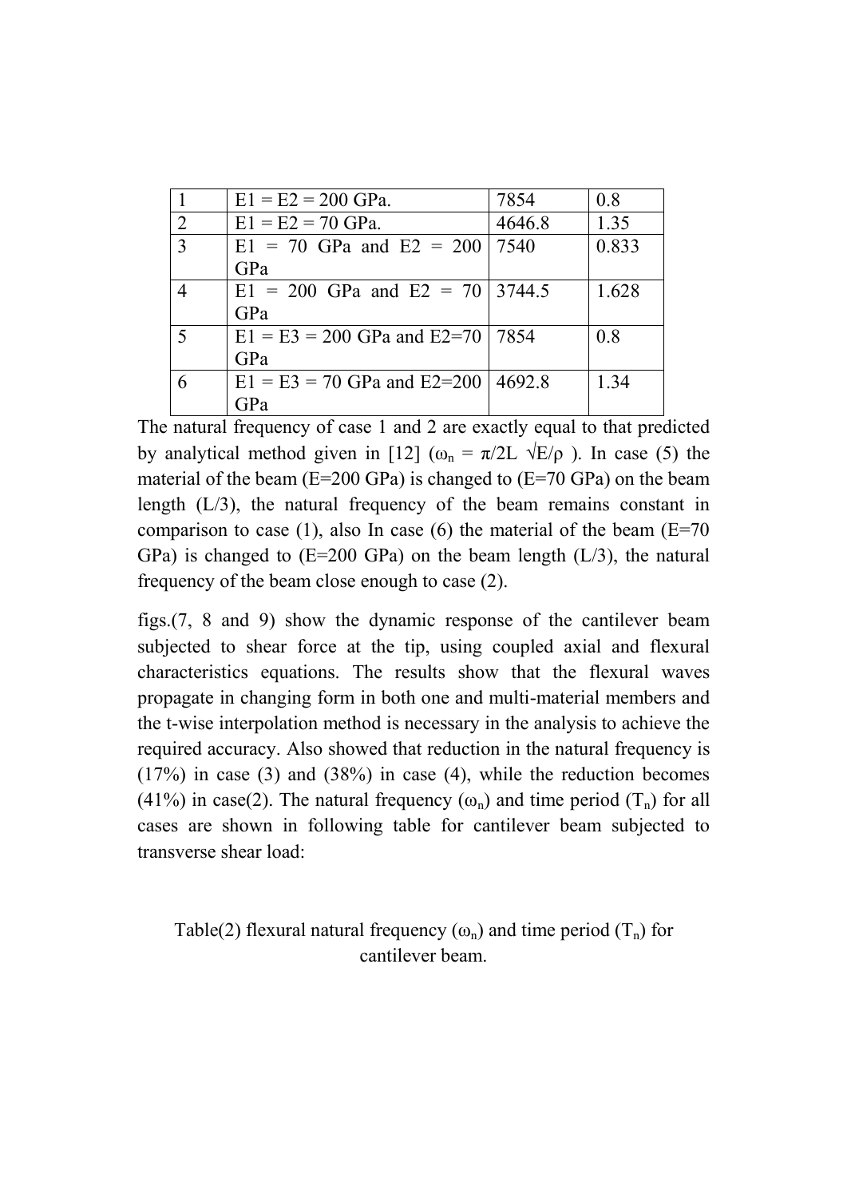| 1 | E1 = E2 = 200 GPa. | 7854 | 0.8 |
|---|---|---|---|
| 2 | E1 = E2 = 70 GPa. | 4646.8 | 1.35 |
| 3 | E1 = 70 GPa and E2 = 200 GPa | 7540 | 0.833 |
| 4 | E1 = 200 GPa and E2 = 70 GPa | 3744.5 | 1.628 |
| 5 | E1 = E3 = 200 GPa and E2=70 GPa | 7854 | 0.8 |
| 6 | E1 = E3 = 70 GPa and E2=200 GPa | 4692.8 | 1.34 |

The natural frequency of case 1 and 2 are exactly equal to that predicted by analytical method given in [12] ($\omega_n = \pi/2L \sqrt{E/\rho}$ ). In case (5) the material of the beam (E=200 GPa) is changed to (E=70 GPa) on the beam length (L/3), the natural frequency of the beam remains constant in comparison to case (1), also In case (6) the material of the beam (E=70 GPa) is changed to (E=200 GPa) on the beam length (L/3), the natural frequency of the beam close enough to case (2).

figs.(7, 8 and 9) show the dynamic response of the cantilever beam subjected to shear force at the tip, using coupled axial and flexural characteristics equations. The results show that the flexural waves propagate in changing form in both one and multi-material members and the t-wise interpolation method is necessary in the analysis to achieve the required accuracy. Also showed that reduction in the natural frequency is (17%) in case (3) and (38%) in case (4), while the reduction becomes (41%) in case(2). The natural frequency ($\omega_n$) and time period ($T_n$) for all cases are shown in following table for cantilever beam subjected to transverse shear load:

Table(2) flexural natural frequency ($\omega_n$) and time period ($T_n$) for cantilever beam.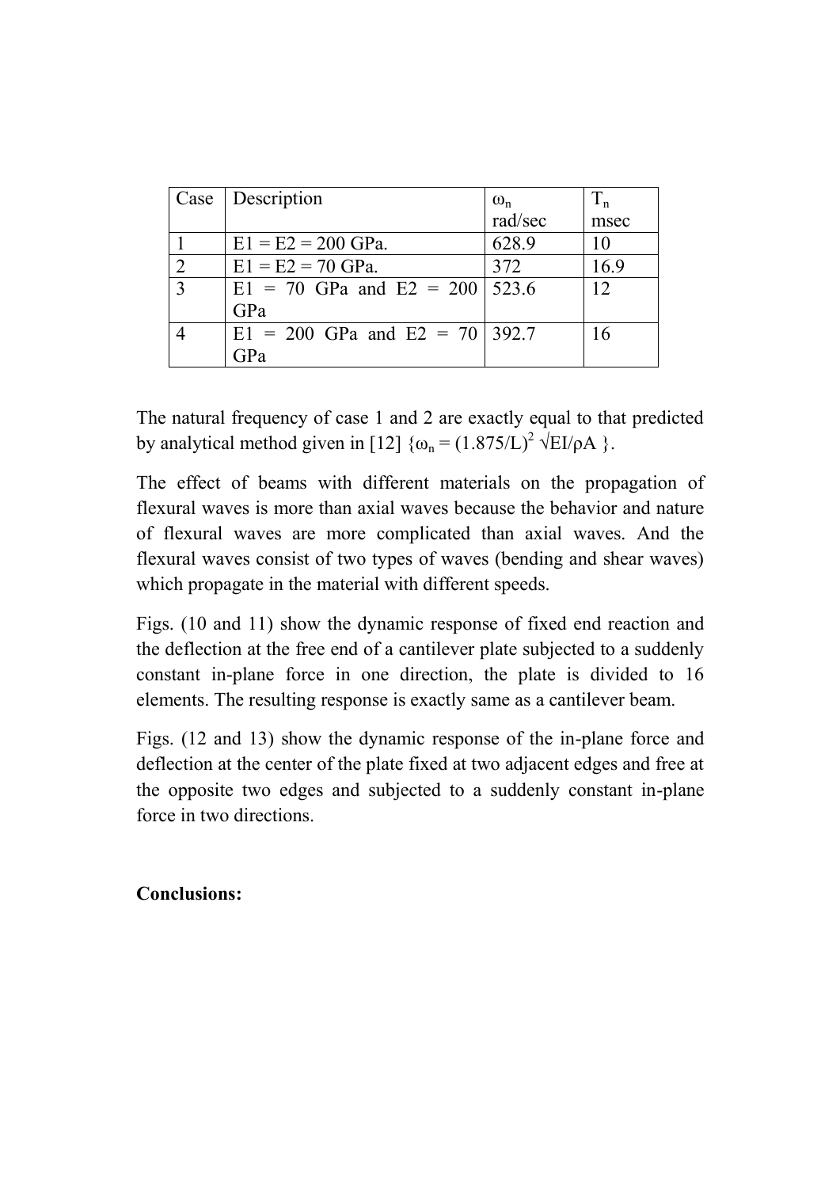| Case | Description | $\omega_n$ rad/sec | $T_n$ msec |
|---|---|---|---|
| 1 | E1 = E2 = 200 GPa. | 628.9 | 10 |
| 2 | E1 = E2 = 70 GPa. | 372 | 16.9 |
| 3 | E1 = 70 GPa and E2 = 200 GPa | 523.6 | 12 |
| 4 | E1 = 200 GPa and E2 = 70 GPa | 392.7 | 16 |

The natural frequency of case 1 and 2 are exactly equal to that predicted by analytical method given in [12] {$\omega_n = (1.875/L)^2 \sqrt{EI/\rho A}$ }.

The effect of beams with different materials on the propagation of flexural waves is more than axial waves because the behavior and nature of flexural waves are more complicated than axial waves. And the flexural waves consist of two types of waves (bending and shear waves) which propagate in the material with different speeds.

Figs. (10 and 11) show the dynamic response of fixed end reaction and the deflection at the free end of a cantilever plate subjected to a suddenly constant in-plane force in one direction, the plate is divided to 16 elements. The resulting response is exactly same as a cantilever beam.

Figs. (12 and 13) show the dynamic response of the in-plane force and deflection at the center of the plate fixed at two adjacent edges and free at the opposite two edges and subjected to a suddenly constant in-plane force in two directions.

**Conclusions:**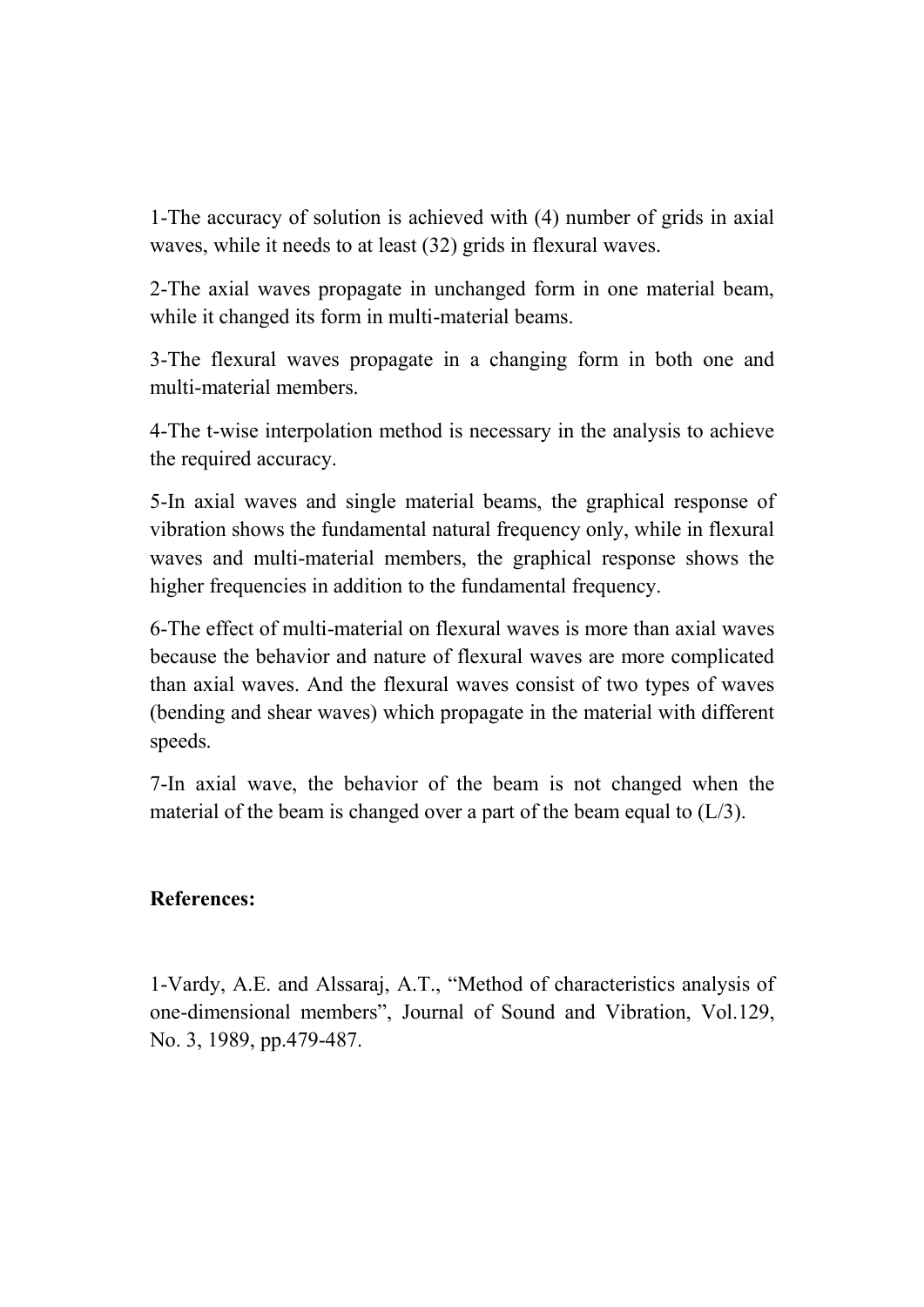1-The accuracy of solution is achieved with (4) number of grids in axial waves, while it needs to at least (32) grids in flexural waves.

2-The axial waves propagate in unchanged form in one material beam, while it changed its form in multi-material beams.

3-The flexural waves propagate in a changing form in both one and multi-material members.

4-The t-wise interpolation method is necessary in the analysis to achieve the required accuracy.

5-In axial waves and single material beams, the graphical response of vibration shows the fundamental natural frequency only, while in flexural waves and multi-material members, the graphical response shows the higher frequencies in addition to the fundamental frequency.

6-The effect of multi-material on flexural waves is more than axial waves because the behavior and nature of flexural waves are more complicated than axial waves. And the flexural waves consist of two types of waves (bending and shear waves) which propagate in the material with different speeds.

7-In axial wave, the behavior of the beam is not changed when the material of the beam is changed over a part of the beam equal to (L/3).

**References:**

1-Vardy, A.E. and Alssaraj, A.T., "Method of characteristics analysis of one-dimensional members", Journal of Sound and Vibration, Vol.129, No. 3, 1989, pp.479-487.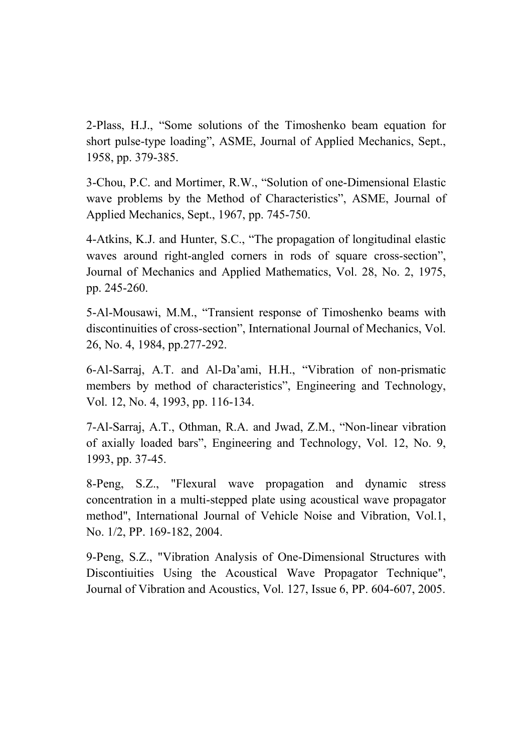2-Plass, H.J., “Some solutions of the Timoshenko beam equation for short pulse-type loading”, ASME, Journal of Applied Mechanics, Sept., 1958, pp. 379-385.

3-Chou, P.C. and Mortimer, R.W., “Solution of one-Dimensional Elastic wave problems by the Method of Characteristics”, ASME, Journal of Applied Mechanics, Sept., 1967, pp. 745-750.

4-Atkins, K.J. and Hunter, S.C., “The propagation of longitudinal elastic waves around right-angled corners in rods of square cross-section”, Journal of Mechanics and Applied Mathematics, Vol. 28, No. 2, 1975, pp. 245-260.

5-Al-Mousawi, M.M., “Transient response of Timoshenko beams with discontinuities of cross-section”, International Journal of Mechanics, Vol. 26, No. 4, 1984, pp.277-292.

6-Al-Sarraj, A.T. and Al-Da’ami, H.H., “Vibration of non-prismatic members by method of characteristics”, Engineering and Technology, Vol. 12, No. 4, 1993, pp. 116-134.

7-Al-Sarraj, A.T., Othman, R.A. and Jwad, Z.M., “Non-linear vibration of axially loaded bars”, Engineering and Technology, Vol. 12, No. 9, 1993, pp. 37-45.

8-Peng, S.Z., "Flexural wave propagation and dynamic stress concentration in a multi-stepped plate using acoustical wave propagator method", International Journal of Vehicle Noise and Vibration, Vol.1, No. 1/2, PP. 169-182, 2004.

9-Peng, S.Z., "Vibration Analysis of One-Dimensional Structures with Discontiuities Using the Acoustical Wave Propagator Technique", Journal of Vibration and Acoustics, Vol. 127, Issue 6, PP. 604-607, 2005.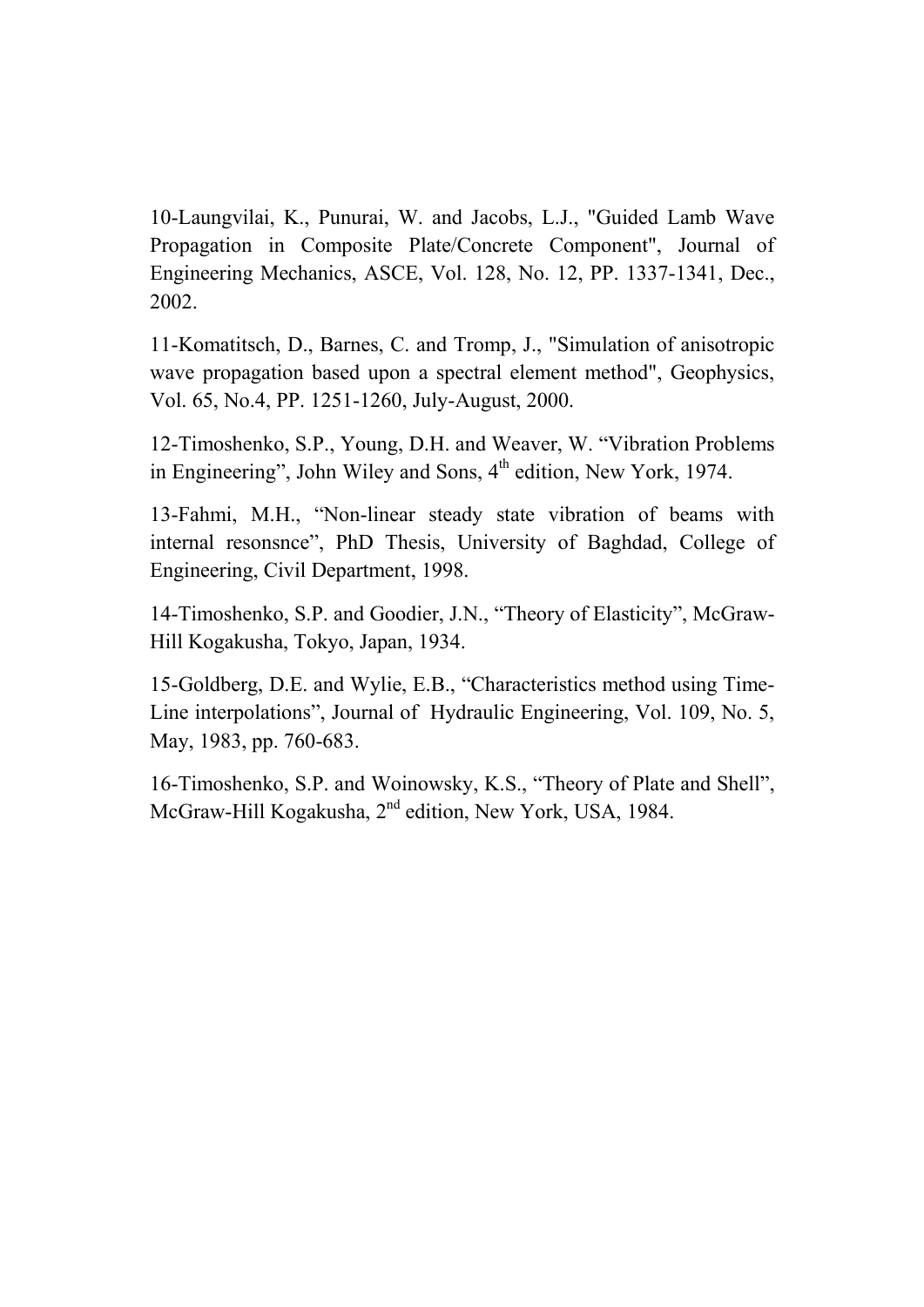10-Laungvilai, K., Punurai, W. and Jacobs, L.J., "Guided Lamb Wave Propagation in Composite Plate/Concrete Component", Journal of Engineering Mechanics, ASCE, Vol. 128, No. 12, PP. 1337-1341, Dec., 2002.

11-Komatitsch, D., Barnes, C. and Tromp, J., "Simulation of anisotropic wave propagation based upon a spectral element method", Geophysics, Vol. 65, No.4, PP. 1251-1260, July-August, 2000.

12-Timoshenko, S.P., Young, D.H. and Weaver, W. "Vibration Problems in Engineering", John Wiley and Sons, 4th edition, New York, 1974.

13-Fahmi, M.H., "Non-linear steady state vibration of beams with internal resonsnce", PhD Thesis, University of Baghdad, College of Engineering, Civil Department, 1998.

14-Timoshenko, S.P. and Goodier, J.N., "Theory of Elasticity", McGraw-Hill Kogakusha, Tokyo, Japan, 1934.

15-Goldberg, D.E. and Wylie, E.B., "Characteristics method using Time-Line interpolations", Journal of Hydraulic Engineering, Vol. 109, No. 5, May, 1983, pp. 760-683.

16-Timoshenko, S.P. and Woinowsky, K.S., "Theory of Plate and Shell", McGraw-Hill Kogakusha, 2nd edition, New York, USA, 1984.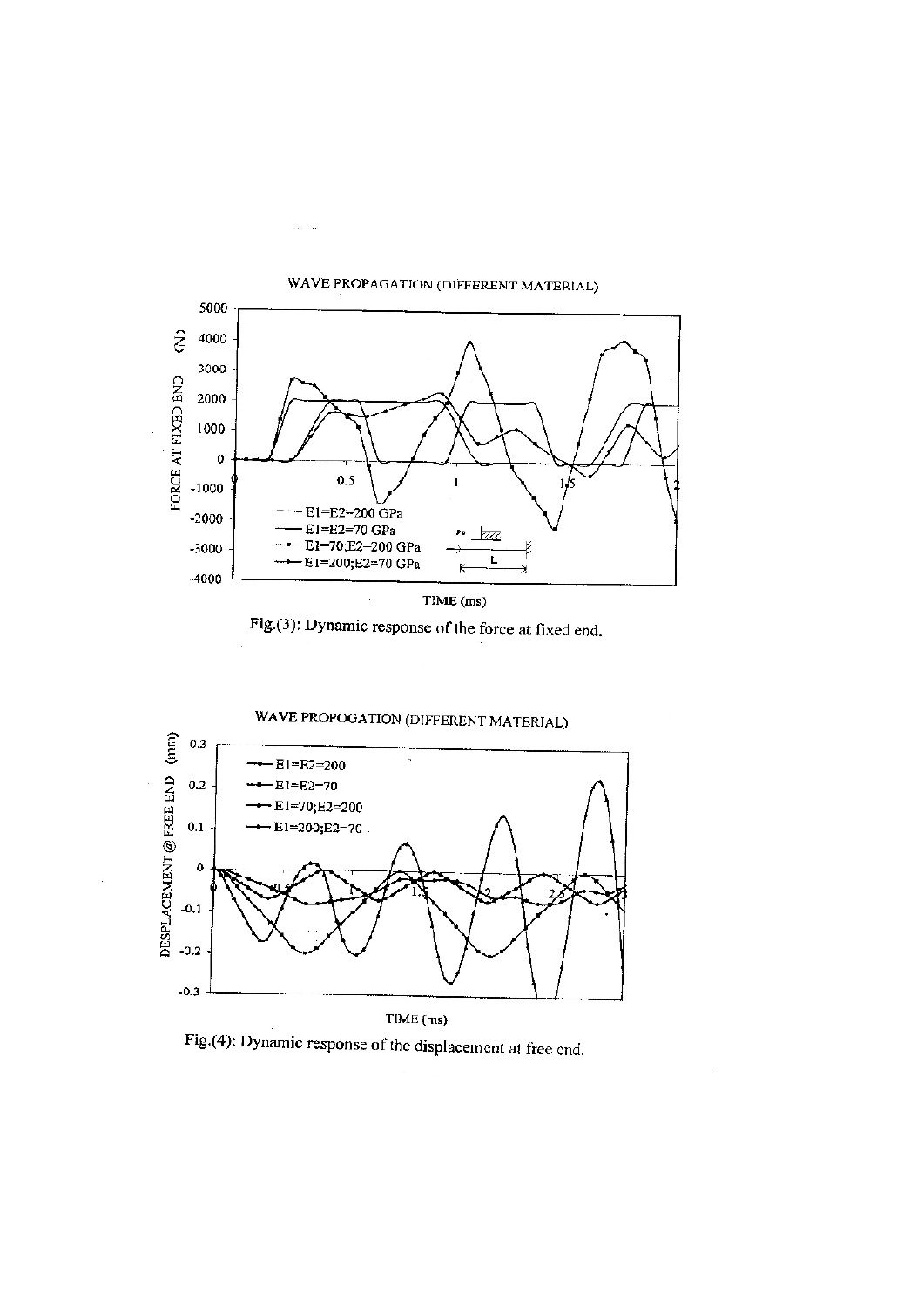Fig.(3): Dynamic response of the force at fixed end.

Fig.(4): Dynamic response of the displacement at free end.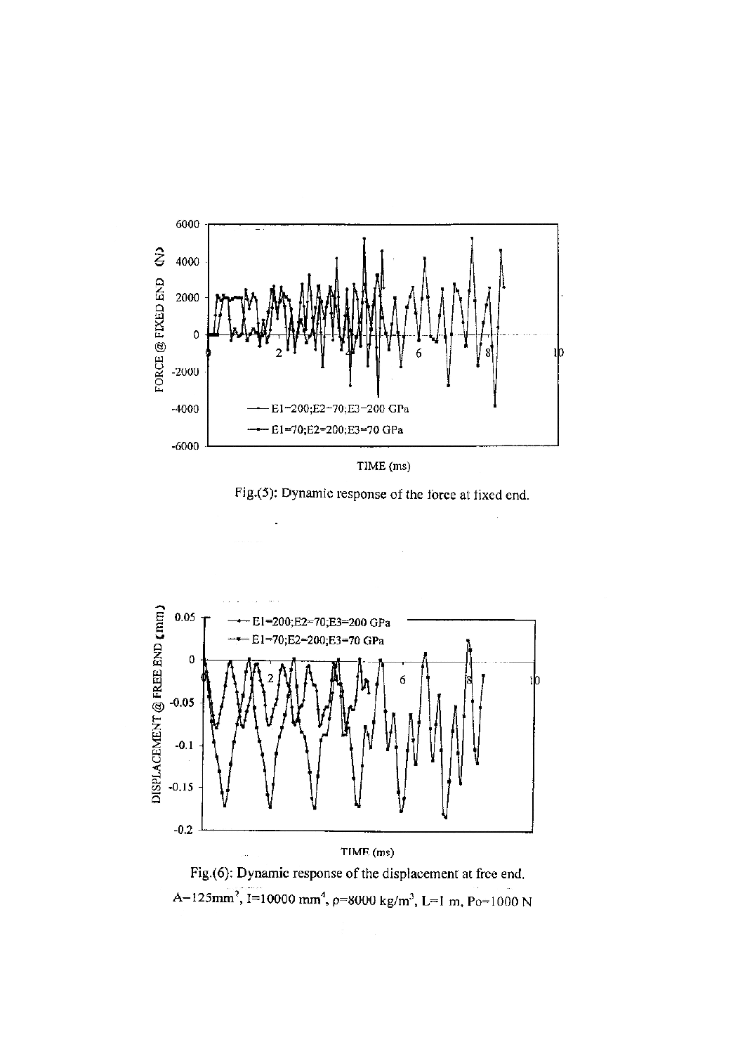Fig.(5): Dynamic response of the force at fixed end.

Fig.(6): Dynamic response of the displacement at free end.

A=125mm$^2$, I=10000 mm$^4$, $\rho$=8000 kg/m$^3$, L=1 m, Po=1000 N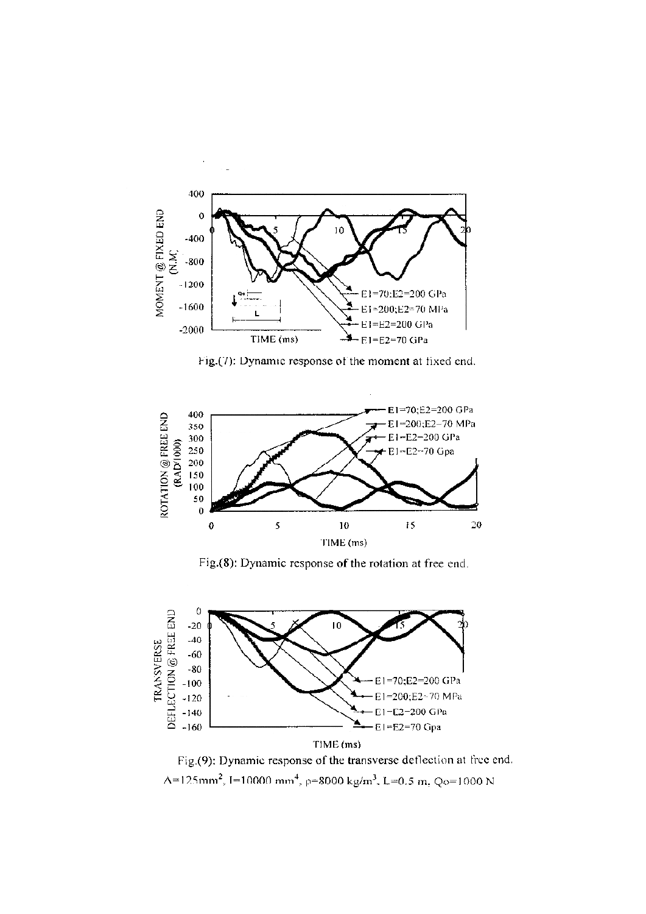Fig.(7): Dynamic response of the moment at fixed end.

Fig.(8): Dynamic response of the rotation at free end.

Fig.(9): Dynamic response of the transverse deflection at free end.

$A=125mm^2$, $I=10000\ mm^4$, $\rho=8000\ kg/m^3$, $L=0.5\ m$, $Qo=1000\ N$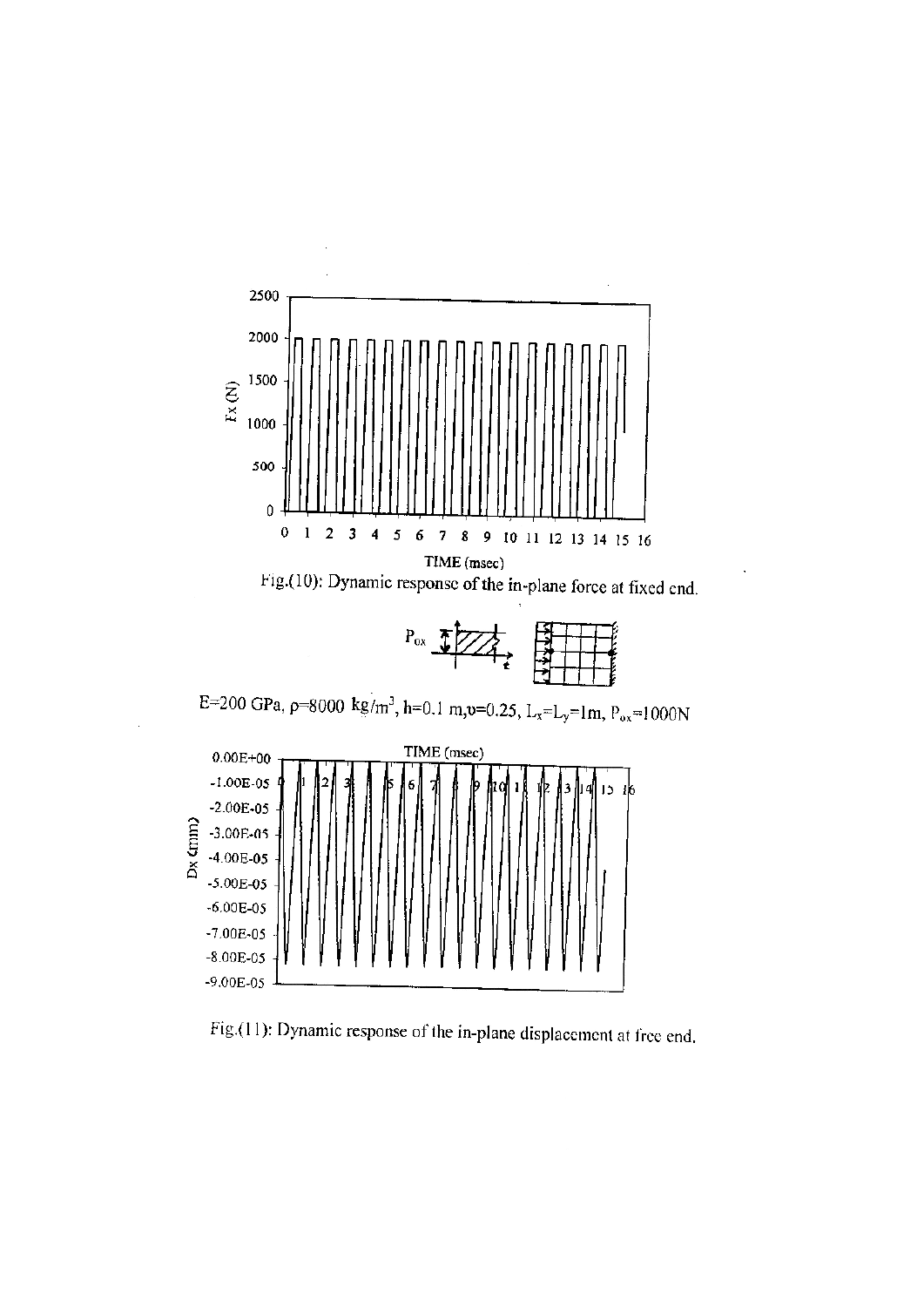Fig.(10): Dynamic response of the in-plane force at fixed end.

E=200 GPa, $\rho$=8000 kg/m$^3$, h=0.1 m, $\upsilon$=0.25, $L_x$=$L_y$=1m, $P_{ox}$=1000N

Fig.(11): Dynamic response of the in-plane displacement at free end.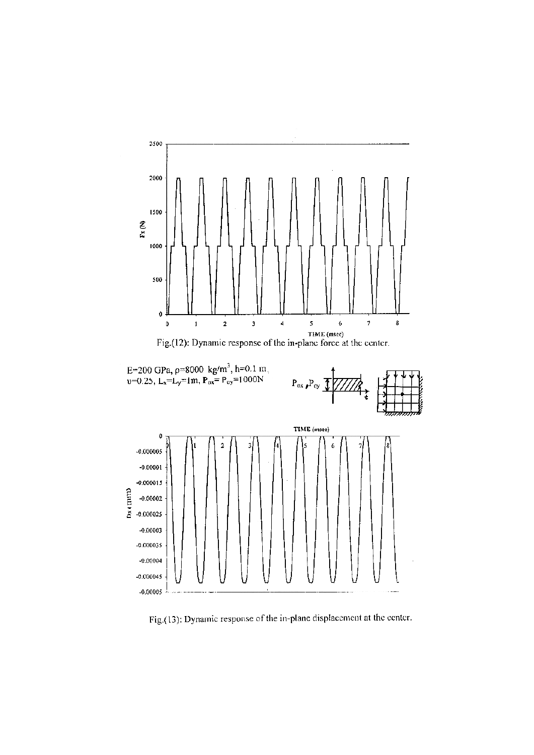2500

2000

1500

Fx (N)

1000

500

0

0 1 2 3 4 5 6 7 8

TIME (msec)

Fig.(12): Dynamic response of the in-plane force at the center.

E=200 GPa, ρ=8000 kg/m$^3$, h=0.1 m, υ=0.25, $L_x$=$L_y$=1m, $P_{ox}$= $P_{oy}$=1000N

$P_{ox}$ , $P_{oy}$

t

TIME (msec)

0

-0.000005

-0.00001

-0.000015

-0.00002

-0.000025

-0.00003

-0.000035

-0.00004

-0.000045

-0.00005

Dx (mm)

0 1 2 3 4 5 6 7 8

Fig.(13): Dynamic response of the in-plane displacement at the center.